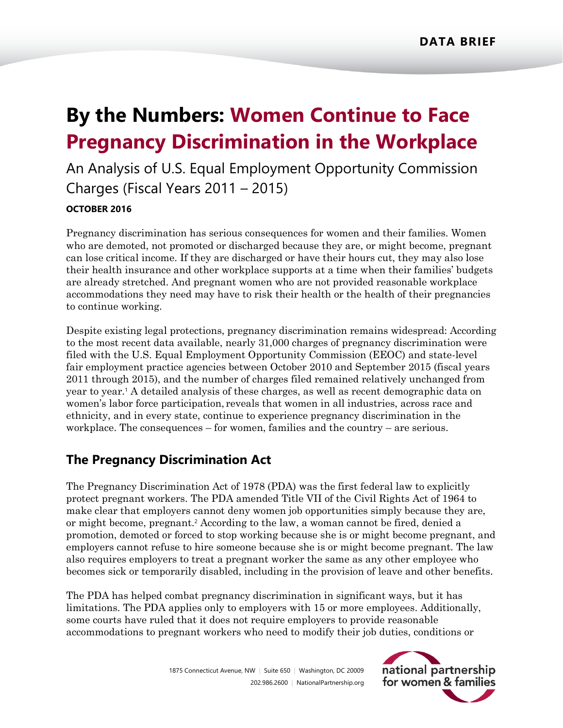DATA BRIEF

# By the Numbers: Women Continue to Face Pregnancy Discrimination in the Workplace

An Analysis of U.S. Equal Employment Opportunity Commission Charges (Fiscal Years 2011 – 2015)

**OCTOBER 2016**

Pregnancy discrimination has serious consequences for women and their families. Women who are demoted, not promoted or discharged because they are, or might become, pregnant can lose critical income. If they are discharged or have their hours cut, they may also lose their health insurance and other workplace supports at a time when their families' budgets are already stretched. And pregnant women who are not provided reasonable workplace accommodations they need may have to risk their health or the health of their pregnancies to continue working.

Despite existing legal protections, pregnancy discrimination remains widespread: According to the most recent data available, nearly 31,000 charges of pregnancy discrimination were filed with the U.S. Equal Employment Opportunity Commission (EEOC) and state-level fair employment practice agencies between October 2010 and September 2015 (fiscal years 2011 through 2015), and the number of charges filed remained relatively unchanged from year to year.[1] A detailed analysis of these charges, as well as recent demographic data on women's labor force participation, reveals that women in all industries, across race and ethnicity, and in every state, continue to experience pregnancy discrimination in the workplace. The consequences – for women, families and the country – are serious.

## The Pregnancy Discrimination Act

The Pregnancy Discrimination Act of 1978 (PDA) was the first federal law to explicitly protect pregnant workers. The PDA amended Title VII of the Civil Rights Act of 1964 to make clear that employers cannot deny women job opportunities simply because they are, or might become, pregnant.[2] According to the law, a woman cannot be fired, denied a promotion, demoted or forced to stop working because she is or might become pregnant, and employers cannot refuse to hire someone because she is or might become pregnant. The law also requires employers to treat a pregnant worker the same as any other employee who becomes sick or temporarily disabled, including in the provision of leave and other benefits.

The PDA has helped combat pregnancy discrimination in significant ways, but it has limitations. The PDA applies only to employers with 15 or more employees. Additionally, some courts have ruled that it does not require employers to provide reasonable accommodations to pregnant workers who need to modify their job duties, conditions or

1875 Connecticut Avenue, NW | Suite 650 | Washington, DC 20009
202.986.2600 | NationalPartnership.org

national partnership for women & families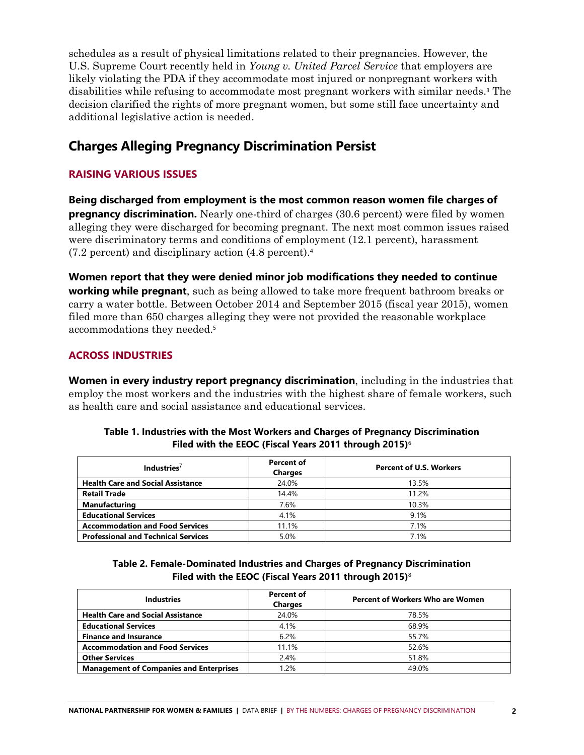schedules as a result of physical limitations related to their pregnancies. However, the U.S. Supreme Court recently held in *Young v. United Parcel Service* that employers are likely violating the PDA if they accommodate most injured or nonpregnant workers with disabilities while refusing to accommodate most pregnant workers with similar needs.[3] The decision clarified the rights of more pregnant women, but some still face uncertainty and additional legislative action is needed.

## Charges Alleging Pregnancy Discrimination Persist

### RAISING VARIOUS ISSUES

**Being discharged from employment is the most common reason women file charges of pregnancy discrimination.** Nearly one-third of charges (30.6 percent) were filed by women alleging they were discharged for becoming pregnant. The next most common issues raised were discriminatory terms and conditions of employment (12.1 percent), harassment (7.2 percent) and disciplinary action (4.8 percent).[4]

**Women report that they were denied minor job modifications they needed to continue working while pregnant**, such as being allowed to take more frequent bathroom breaks or carry a water bottle. Between October 2014 and September 2015 (fiscal year 2015), women filed more than 650 charges alleging they were not provided the reasonable workplace accommodations they needed.[5]

### ACROSS INDUSTRIES

**Women in every industry report pregnancy discrimination**, including in the industries that employ the most workers and the industries with the highest share of female workers, such as health care and social assistance and educational services.

**Table 1. Industries with the Most Workers and Charges of Pregnancy Discrimination Filed with the EEOC (Fiscal Years 2011 through 2015)**[6]

| Industries[7] | Percent of Charges | Percent of U.S. Workers |
|---|---|---|
| **Health Care and Social Assistance** | 24.0% | 13.5% |
| **Retail Trade** | 14.4% | 11.2% |
| **Manufacturing** | 7.6% | 10.3% |
| **Educational Services** | 4.1% | 9.1% |
| **Accommodation and Food Services** | 11.1% | 7.1% |
| **Professional and Technical Services** | 5.0% | 7.1% |

**Table 2. Female-Dominated Industries and Charges of Pregnancy Discrimination Filed with the EEOC (Fiscal Years 2011 through 2015)**[8]

| Industries | Percent of Charges | Percent of Workers Who are Women |
|---|---|---|
| **Health Care and Social Assistance** | 24.0% | 78.5% |
| **Educational Services** | 4.1% | 68.9% |
| **Finance and Insurance** | 6.2% | 55.7% |
| **Accommodation and Food Services** | 11.1% | 52.6% |
| **Other Services** | 2.4% | 51.8% |
| **Management of Companies and Enterprises** | 1.2% | 49.0% |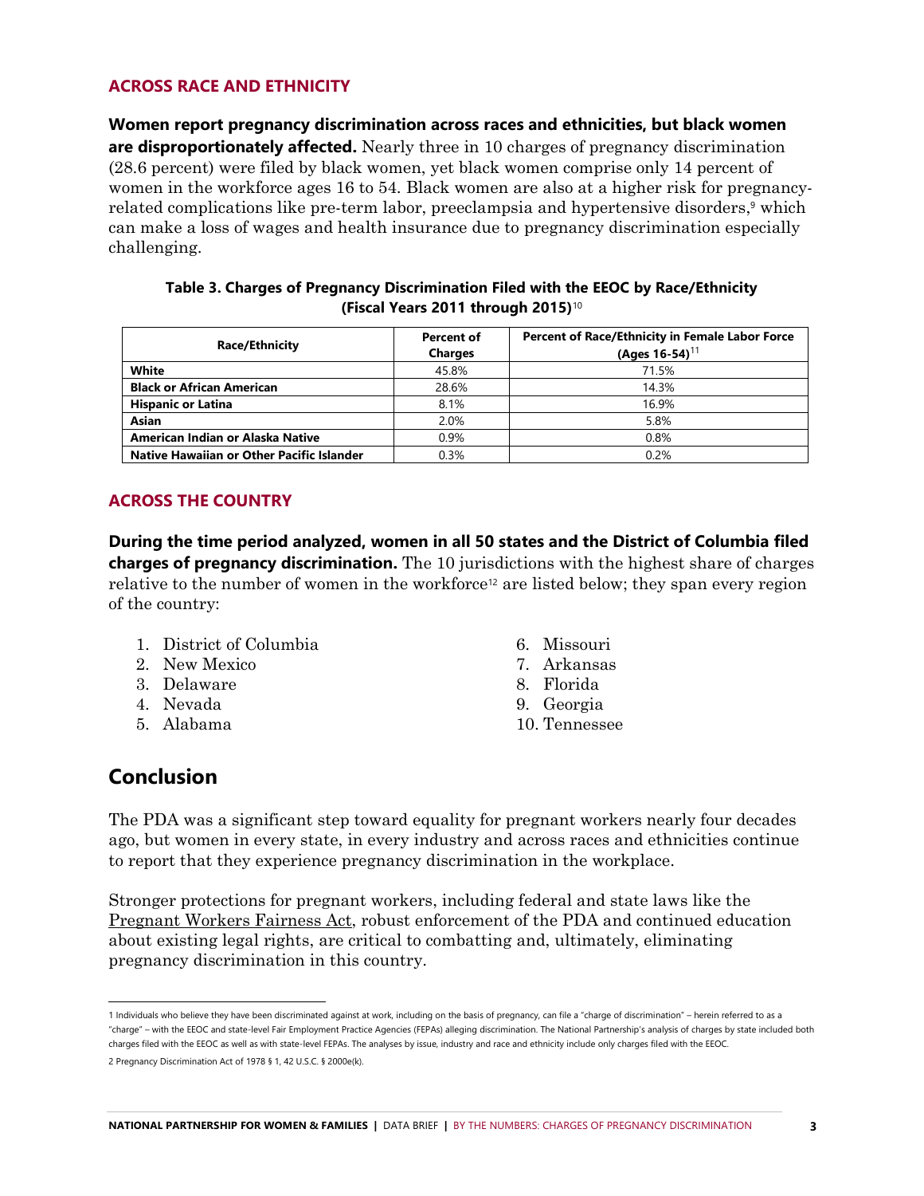### ACROSS RACE AND ETHNICITY

**Women report pregnancy discrimination across races and ethnicities, but black women are disproportionately affected.** Nearly three in 10 charges of pregnancy discrimination (28.6 percent) were filed by black women, yet black women comprise only 14 percent of women in the workforce ages 16 to 54. Black women are also at a higher risk for pregnancy-related complications like pre-term labor, preeclampsia and hypertensive disorders,[9] which can make a loss of wages and health insurance due to pregnancy discrimination especially challenging.

**Table 3. Charges of Pregnancy Discrimination Filed with the EEOC by Race/Ethnicity (Fiscal Years 2011 through 2015)**[10]

| Race/Ethnicity | Percent of Charges | Percent of Race/Ethnicity in Female Labor Force (Ages 16-54)[11] |
|---|---|---|
| **White** | 45.8% | 71.5% |
| **Black or African American** | 28.6% | 14.3% |
| **Hispanic or Latina** | 8.1% | 16.9% |
| **Asian** | 2.0% | 5.8% |
| **American Indian or Alaska Native** | 0.9% | 0.8% |
| **Native Hawaiian or Other Pacific Islander** | 0.3% | 0.2% |

### ACROSS THE COUNTRY

**During the time period analyzed, women in all 50 states and the District of Columbia filed charges of pregnancy discrimination.** The 10 jurisdictions with the highest share of charges relative to the number of women in the workforce[12] are listed below; they span every region of the country:

1. District of Columbia
2. New Mexico
3. Delaware
4. Nevada
5. Alabama
6. Missouri
7. Arkansas
8. Florida
9. Georgia
10. Tennessee

## Conclusion

The PDA was a significant step toward equality for pregnant workers nearly four decades ago, but women in every state, in every industry and across races and ethnicities continue to report that they experience pregnancy discrimination in the workplace.

Stronger protections for pregnant workers, including federal and state laws like the Pregnant Workers Fairness Act, robust enforcement of the PDA and continued education about existing legal rights, are critical to combatting and, ultimately, eliminating pregnancy discrimination in this country.

---

1 Individuals who believe they have been discriminated against at work, including on the basis of pregnancy, can file a "charge of discrimination" – herein referred to as a "charge" – with the EEOC and state-level Fair Employment Practice Agencies (FEPAs) alleging discrimination. The National Partnership's analysis of charges by state included both charges filed with the EEOC as well as with state-level FEPAs. The analyses by issue, industry and race and ethnicity include only charges filed with the EEOC.

2 Pregnancy Discrimination Act of 1978 § 1, 42 U.S.C. § 2000e(k).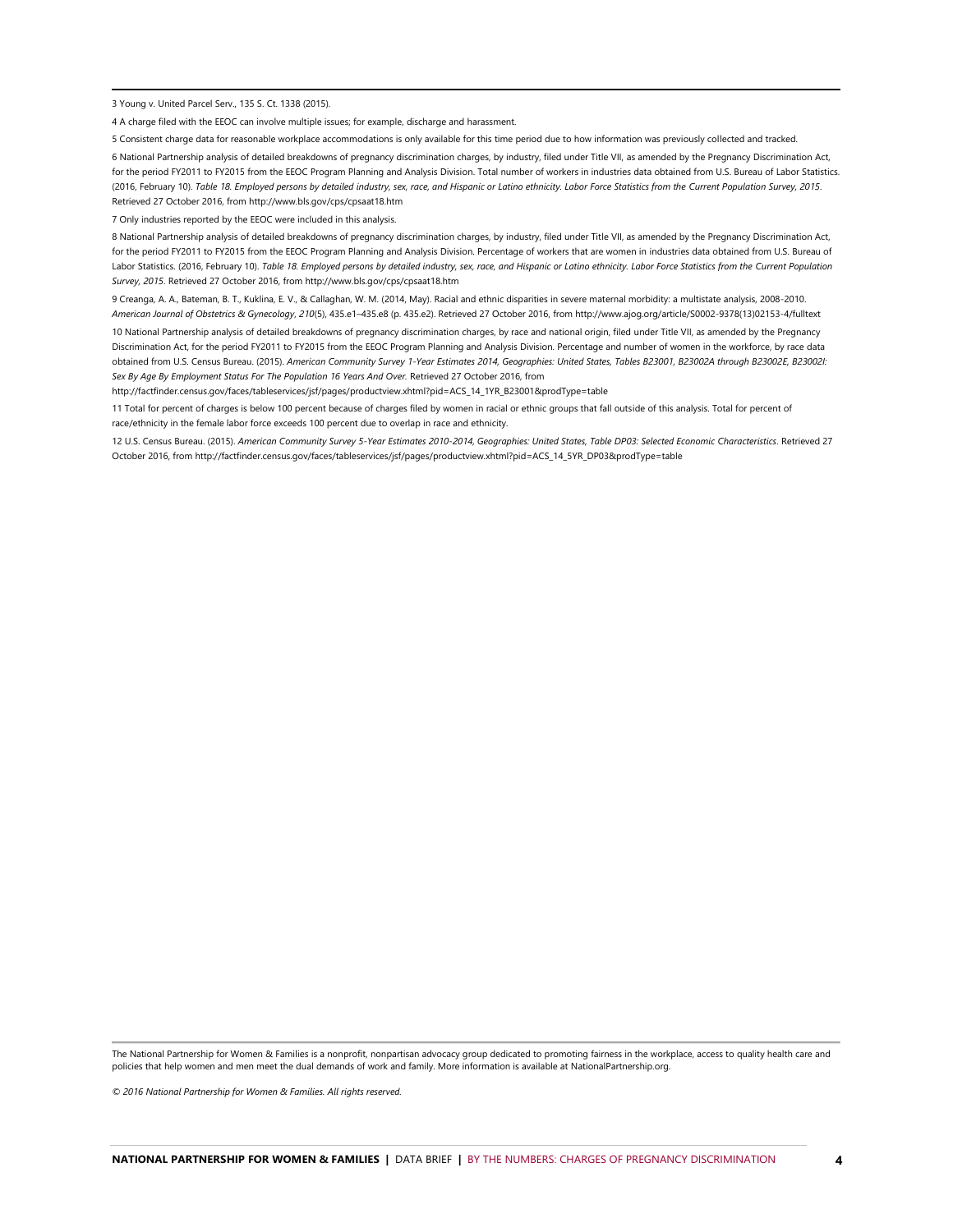3 Young v. United Parcel Serv., 135 S. Ct. 1338 (2015).

4 A charge filed with the EEOC can involve multiple issues; for example, discharge and harassment.

5 Consistent charge data for reasonable workplace accommodations is only available for this time period due to how information was previously collected and tracked.

6 National Partnership analysis of detailed breakdowns of pregnancy discrimination charges, by industry, filed under Title VII, as amended by the Pregnancy Discrimination Act, for the period FY2011 to FY2015 from the EEOC Program Planning and Analysis Division. Total number of workers in industries data obtained from U.S. Bureau of Labor Statistics. (2016, February 10). *Table 18. Employed persons by detailed industry, sex, race, and Hispanic or Latino ethnicity. Labor Force Statistics from the Current Population Survey, 2015*. Retrieved 27 October 2016, from http://www.bls.gov/cps/cpsaat18.htm

7 Only industries reported by the EEOC were included in this analysis.

8 National Partnership analysis of detailed breakdowns of pregnancy discrimination charges, by industry, filed under Title VII, as amended by the Pregnancy Discrimination Act, for the period FY2011 to FY2015 from the EEOC Program Planning and Analysis Division. Percentage of workers that are women in industries data obtained from U.S. Bureau of Labor Statistics. (2016, February 10). *Table 18. Employed persons by detailed industry, sex, race, and Hispanic or Latino ethnicity. Labor Force Statistics from the Current Population Survey, 2015*. Retrieved 27 October 2016, from http://www.bls.gov/cps/cpsaat18.htm

9 Creanga, A. A., Bateman, B. T., Kuklina, E. V., & Callaghan, W. M. (2014, May). Racial and ethnic disparities in severe maternal morbidity: a multistate analysis, 2008-2010. *American Journal of Obstetrics & Gynecology*, *210*(5), 435.e1–435.e8 (p. 435.e2). Retrieved 27 October 2016, from http://www.ajog.org/article/S0002-9378(13)02153-4/fulltext

10 National Partnership analysis of detailed breakdowns of pregnancy discrimination charges, by race and national origin, filed under Title VII, as amended by the Pregnancy Discrimination Act, for the period FY2011 to FY2015 from the EEOC Program Planning and Analysis Division. Percentage and number of women in the workforce, by race data obtained from U.S. Census Bureau. (2015). *American Community Survey 1-Year Estimates 2014, Geographies: United States, Tables B23001, B23002A through B23002E, B23002I: Sex By Age By Employment Status For The Population 16 Years And Over.* Retrieved 27 October 2016, from http://factfinder.census.gov/faces/tableservices/jsf/pages/productview.xhtml?pid=ACS_14_1YR_B23001&prodType=table

11 Total for percent of charges is below 100 percent because of charges filed by women in racial or ethnic groups that fall outside of this analysis. Total for percent of race/ethnicity in the female labor force exceeds 100 percent due to overlap in race and ethnicity.

12 U.S. Census Bureau. (2015). *American Community Survey 5-Year Estimates 2010-2014, Geographies: United States, Table DP03: Selected Economic Characteristics*. Retrieved 27 October 2016, from http://factfinder.census.gov/faces/tableservices/jsf/pages/productview.xhtml?pid=ACS_14_5YR_DP03&prodType=table

The National Partnership for Women & Families is a nonprofit, nonpartisan advocacy group dedicated to promoting fairness in the workplace, access to quality health care and policies that help women and men meet the dual demands of work and family. More information is available at NationalPartnership.org.

*© 2016 National Partnership for Women & Families. All rights reserved.*